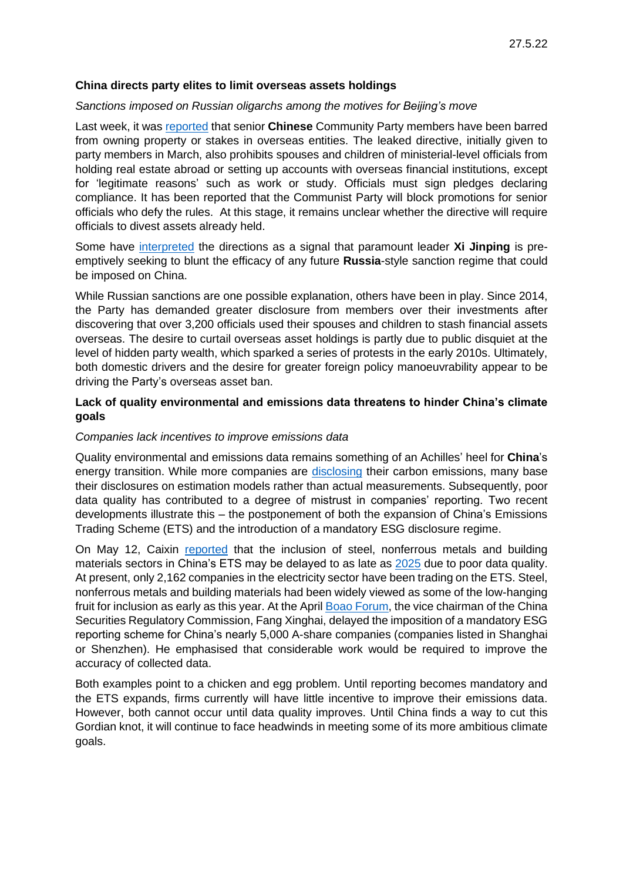27.5.22

## China directs party elites to limit overseas assets holdings

*Sanctions imposed on Russian oligarchs among the motives for Beijing's move*

Last week, it was reported that senior **Chinese** Community Party members have been barred from owning property or stakes in overseas entities. The leaked directive, initially given to party members in March, also prohibits spouses and children of ministerial-level officials from holding real estate abroad or setting up accounts with overseas financial institutions, except for 'legitimate reasons' such as work or study. Officials must sign pledges declaring compliance. It has been reported that the Communist Party will block promotions for senior officials who defy the rules. At this stage, it remains unclear whether the directive will require officials to divest assets already held.

Some have interpreted the directions as a signal that paramount leader **Xi Jinping** is pre-emptively seeking to blunt the efficacy of any future **Russia**-style sanction regime that could be imposed on China.

While Russian sanctions are one possible explanation, others have been in play. Since 2014, the Party has demanded greater disclosure from members over their investments after discovering that over 3,200 officials used their spouses and children to stash financial assets overseas. The desire to curtail overseas asset holdings is partly due to public disquiet at the level of hidden party wealth, which sparked a series of protests in the early 2010s. Ultimately, both domestic drivers and the desire for greater foreign policy manoeuvrability appear to be driving the Party's overseas asset ban.

## Lack of quality environmental and emissions data threatens to hinder China's climate goals

*Companies lack incentives to improve emissions data*

Quality environmental and emissions data remains something of an Achilles' heel for **China**'s energy transition. While more companies are disclosing their carbon emissions, many base their disclosures on estimation models rather than actual measurements. Subsequently, poor data quality has contributed to a degree of mistrust in companies' reporting. Two recent developments illustrate this – the postponement of both the expansion of China's Emissions Trading Scheme (ETS) and the introduction of a mandatory ESG disclosure regime.

On May 12, Caixin reported that the inclusion of steel, nonferrous metals and building materials sectors in China's ETS may be delayed to as late as 2025 due to poor data quality. At present, only 2,162 companies in the electricity sector have been trading on the ETS. Steel, nonferrous metals and building materials had been widely viewed as some of the low-hanging fruit for inclusion as early as this year. At the April Boao Forum, the vice chairman of the China Securities Regulatory Commission, Fang Xinghai, delayed the imposition of a mandatory ESG reporting scheme for China's nearly 5,000 A-share companies (companies listed in Shanghai or Shenzhen). He emphasised that considerable work would be required to improve the accuracy of collected data.

Both examples point to a chicken and egg problem. Until reporting becomes mandatory and the ETS expands, firms currently will have little incentive to improve their emissions data. However, both cannot occur until data quality improves. Until China finds a way to cut this Gordian knot, it will continue to face headwinds in meeting some of its more ambitious climate goals.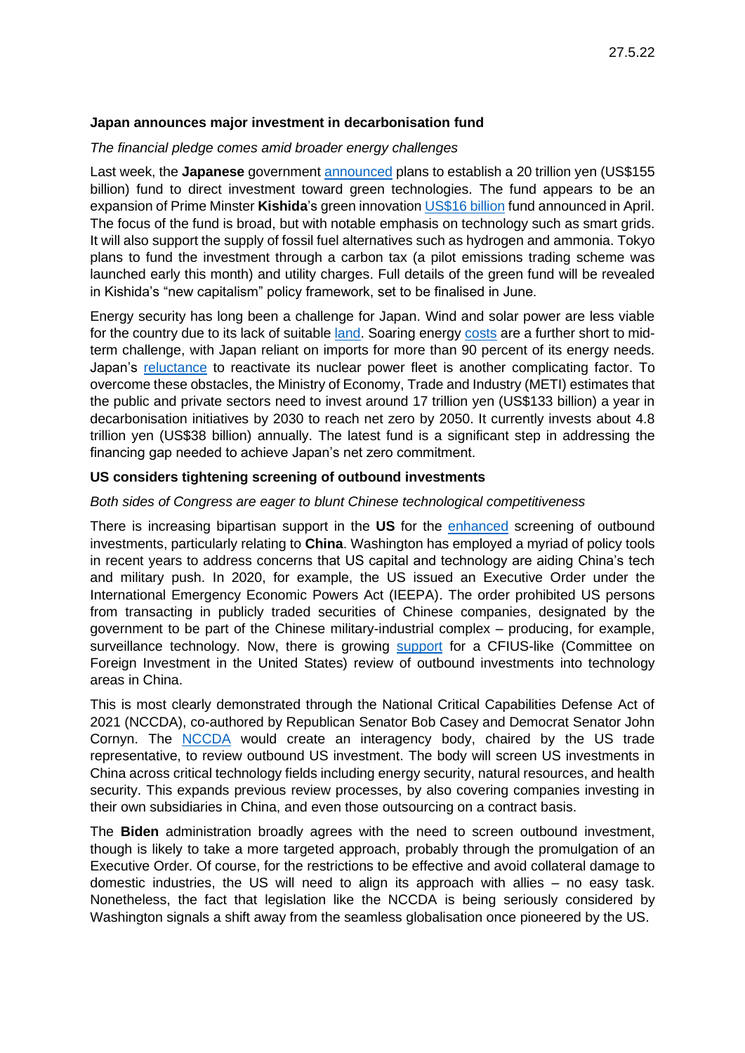27.5.22

**Japan announces major investment in decarbonisation fund**

*The financial pledge comes amid broader energy challenges*

Last week, the **Japanese** government announced plans to establish a 20 trillion yen (US$155 billion) fund to direct investment toward green technologies. The fund appears to be an expansion of Prime Minster **Kishida**'s green innovation US$16 billion fund announced in April. The focus of the fund is broad, but with notable emphasis on technology such as smart grids. It will also support the supply of fossil fuel alternatives such as hydrogen and ammonia. Tokyo plans to fund the investment through a carbon tax (a pilot emissions trading scheme was launched early this month) and utility charges. Full details of the green fund will be revealed in Kishida's "new capitalism" policy framework, set to be finalised in June.

Energy security has long been a challenge for Japan. Wind and solar power are less viable for the country due to its lack of suitable land. Soaring energy costs are a further short to mid-term challenge, with Japan reliant on imports for more than 90 percent of its energy needs. Japan's reluctance to reactivate its nuclear power fleet is another complicating factor. To overcome these obstacles, the Ministry of Economy, Trade and Industry (METI) estimates that the public and private sectors need to invest around 17 trillion yen (US$133 billion) a year in decarbonisation initiatives by 2030 to reach net zero by 2050. It currently invests about 4.8 trillion yen (US$38 billion) annually. The latest fund is a significant step in addressing the financing gap needed to achieve Japan's net zero commitment.

**US considers tightening screening of outbound investments**

*Both sides of Congress are eager to blunt Chinese technological competitiveness*

There is increasing bipartisan support in the **US** for the enhanced screening of outbound investments, particularly relating to **China**. Washington has employed a myriad of policy tools in recent years to address concerns that US capital and technology are aiding China's tech and military push. In 2020, for example, the US issued an Executive Order under the International Emergency Economic Powers Act (IEEPA). The order prohibited US persons from transacting in publicly traded securities of Chinese companies, designated by the government to be part of the Chinese military-industrial complex – producing, for example, surveillance technology. Now, there is growing support for a CFIUS-like (Committee on Foreign Investment in the United States) review of outbound investments into technology areas in China.

This is most clearly demonstrated through the National Critical Capabilities Defense Act of 2021 (NCCDA), co-authored by Republican Senator Bob Casey and Democrat Senator John Cornyn. The NCCDA would create an interagency body, chaired by the US trade representative, to review outbound US investment. The body will screen US investments in China across critical technology fields including energy security, natural resources, and health security. This expands previous review processes, by also covering companies investing in their own subsidiaries in China, and even those outsourcing on a contract basis.

The **Biden** administration broadly agrees with the need to screen outbound investment, though is likely to take a more targeted approach, probably through the promulgation of an Executive Order. Of course, for the restrictions to be effective and avoid collateral damage to domestic industries, the US will need to align its approach with allies – no easy task. Nonetheless, the fact that legislation like the NCCDA is being seriously considered by Washington signals a shift away from the seamless globalisation once pioneered by the US.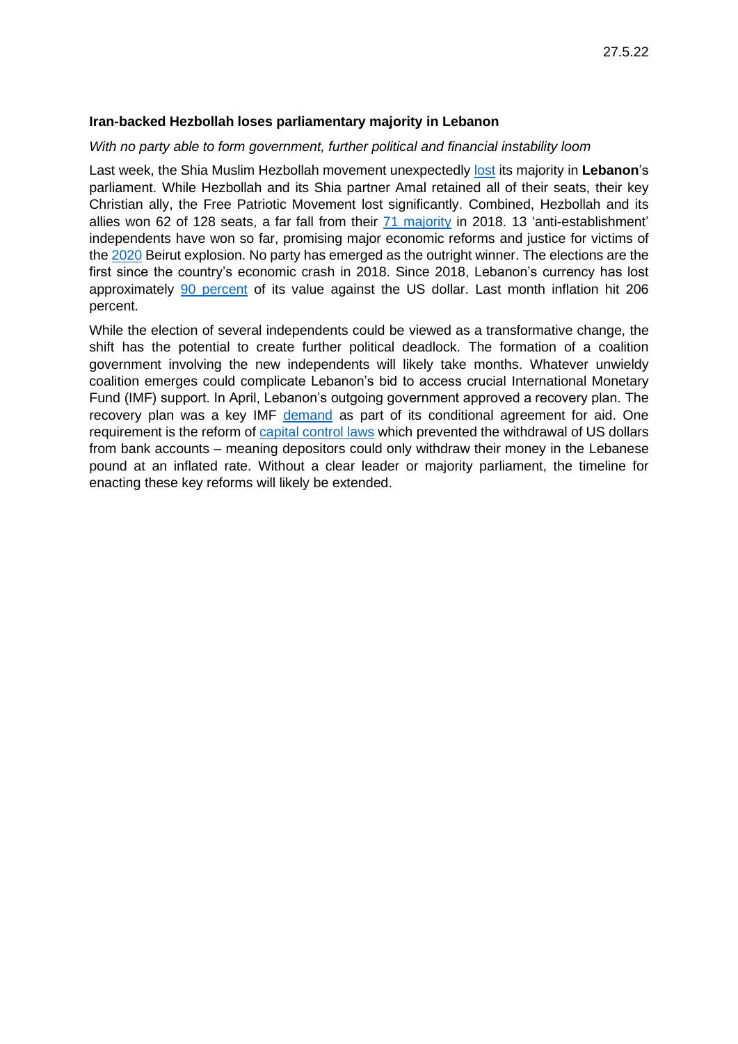27.5.22

**Iran-backed Hezbollah loses parliamentary majority in Lebanon**

*With no party able to form government, further political and financial instability loom*

Last week, the Shia Muslim Hezbollah movement unexpectedly lost its majority in **Lebanon**'s parliament. While Hezbollah and its Shia partner Amal retained all of their seats, their key Christian ally, the Free Patriotic Movement lost significantly. Combined, Hezbollah and its allies won 62 of 128 seats, a far fall from their 71 majority in 2018. 13 'anti-establishment' independents have won so far, promising major economic reforms and justice for victims of the 2020 Beirut explosion. No party has emerged as the outright winner. The elections are the first since the country's economic crash in 2018. Since 2018, Lebanon's currency has lost approximately 90 percent of its value against the US dollar. Last month inflation hit 206 percent.

While the election of several independents could be viewed as a transformative change, the shift has the potential to create further political deadlock. The formation of a coalition government involving the new independents will likely take months. Whatever unwieldy coalition emerges could complicate Lebanon's bid to access crucial International Monetary Fund (IMF) support. In April, Lebanon's outgoing government approved a recovery plan. The recovery plan was a key IMF demand as part of its conditional agreement for aid. One requirement is the reform of capital control laws which prevented the withdrawal of US dollars from bank accounts – meaning depositors could only withdraw their money in the Lebanese pound at an inflated rate. Without a clear leader or majority parliament, the timeline for enacting these key reforms will likely be extended.